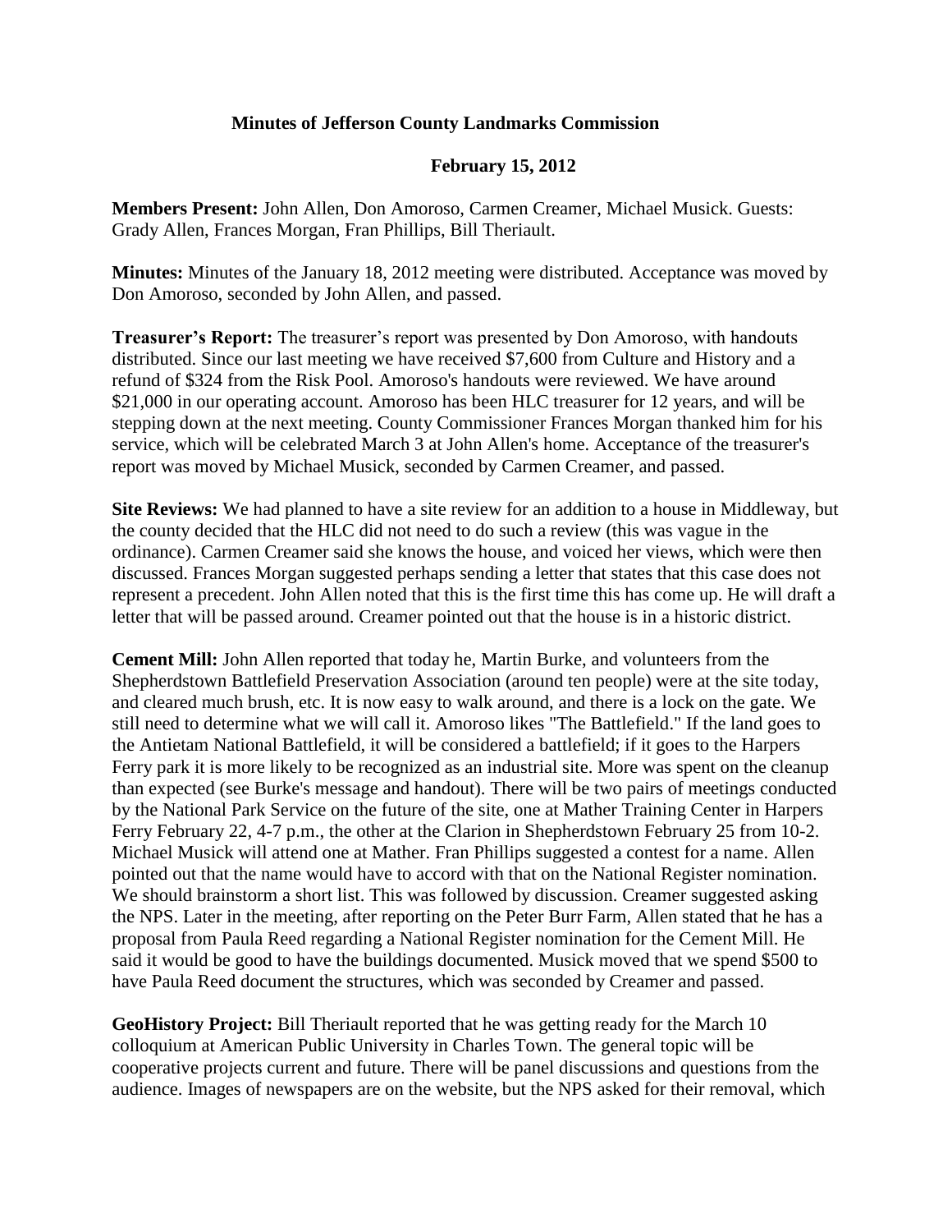# Minutes of Jefferson County Landmarks Commission

## February 15, 2012

**Members Present:** John Allen, Don Amoroso, Carmen Creamer, Michael Musick. Guests: Grady Allen, Frances Morgan, Fran Phillips, Bill Theriault.

**Minutes:** Minutes of the January 18, 2012 meeting were distributed. Acceptance was moved by Don Amoroso, seconded by John Allen, and passed.

**Treasurer's Report:** The treasurer's report was presented by Don Amoroso, with handouts distributed. Since our last meeting we have received $7,600 from Culture and History and a refund of $324 from the Risk Pool. Amoroso's handouts were reviewed. We have around $21,000 in our operating account. Amoroso has been HLC treasurer for 12 years, and will be stepping down at the next meeting. County Commissioner Frances Morgan thanked him for his service, which will be celebrated March 3 at John Allen's home. Acceptance of the treasurer's report was moved by Michael Musick, seconded by Carmen Creamer, and passed.

**Site Reviews:** We had planned to have a site review for an addition to a house in Middleway, but the county decided that the HLC did not need to do such a review (this was vague in the ordinance). Carmen Creamer said she knows the house, and voiced her views, which were then discussed. Frances Morgan suggested perhaps sending a letter that states that this case does not represent a precedent. John Allen noted that this is the first time this has come up. He will draft a letter that will be passed around. Creamer pointed out that the house is in a historic district.

**Cement Mill:** John Allen reported that today he, Martin Burke, and volunteers from the Shepherdstown Battlefield Preservation Association (around ten people) were at the site today, and cleared much brush, etc. It is now easy to walk around, and there is a lock on the gate. We still need to determine what we will call it. Amoroso likes "The Battlefield." If the land goes to the Antietam National Battlefield, it will be considered a battlefield; if it goes to the Harpers Ferry park it is more likely to be recognized as an industrial site. More was spent on the cleanup than expected (see Burke's message and handout). There will be two pairs of meetings conducted by the National Park Service on the future of the site, one at Mather Training Center in Harpers Ferry February 22, 4-7 p.m., the other at the Clarion in Shepherdstown February 25 from 10-2. Michael Musick will attend one at Mather. Fran Phillips suggested a contest for a name. Allen pointed out that the name would have to accord with that on the National Register nomination. We should brainstorm a short list. This was followed by discussion. Creamer suggested asking the NPS. Later in the meeting, after reporting on the Peter Burr Farm, Allen stated that he has a proposal from Paula Reed regarding a National Register nomination for the Cement Mill. He said it would be good to have the buildings documented. Musick moved that we spend $500 to have Paula Reed document the structures, which was seconded by Creamer and passed.

**GeoHistory Project:** Bill Theriault reported that he was getting ready for the March 10 colloquium at American Public University in Charles Town. The general topic will be cooperative projects current and future. There will be panel discussions and questions from the audience. Images of newspapers are on the website, but the NPS asked for their removal, which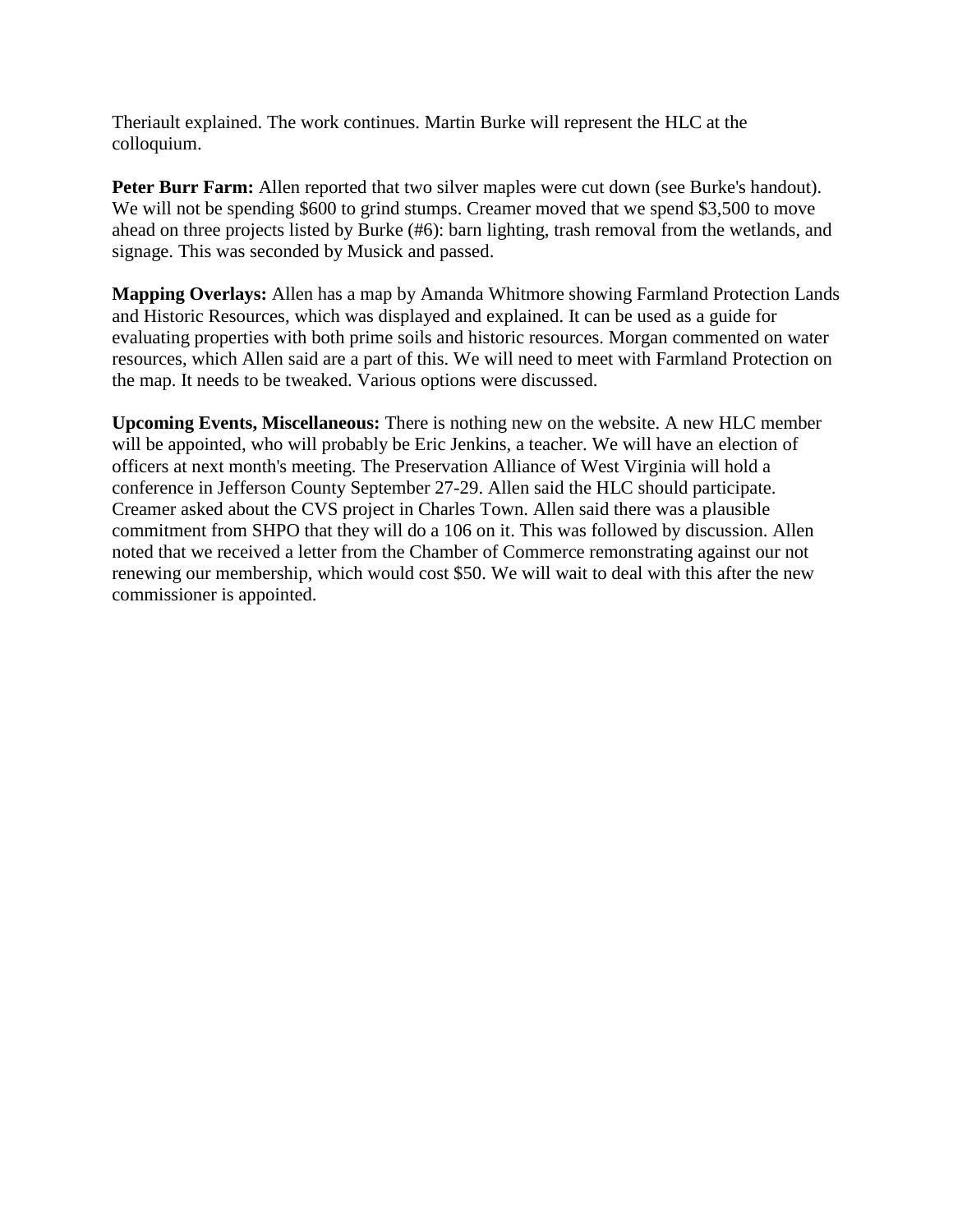Theriault explained. The work continues. Martin Burke will represent the HLC at the colloquium.

**Peter Burr Farm:** Allen reported that two silver maples were cut down (see Burke's handout). We will not be spending $600 to grind stumps. Creamer moved that we spend $3,500 to move ahead on three projects listed by Burke (#6): barn lighting, trash removal from the wetlands, and signage. This was seconded by Musick and passed.

**Mapping Overlays:** Allen has a map by Amanda Whitmore showing Farmland Protection Lands and Historic Resources, which was displayed and explained. It can be used as a guide for evaluating properties with both prime soils and historic resources. Morgan commented on water resources, which Allen said are a part of this. We will need to meet with Farmland Protection on the map. It needs to be tweaked. Various options were discussed.

**Upcoming Events, Miscellaneous:** There is nothing new on the website. A new HLC member will be appointed, who will probably be Eric Jenkins, a teacher. We will have an election of officers at next month's meeting. The Preservation Alliance of West Virginia will hold a conference in Jefferson County September 27-29. Allen said the HLC should participate. Creamer asked about the CVS project in Charles Town. Allen said there was a plausible commitment from SHPO that they will do a 106 on it. This was followed by discussion. Allen noted that we received a letter from the Chamber of Commerce remonstrating against our not renewing our membership, which would cost $50. We will wait to deal with this after the new commissioner is appointed.